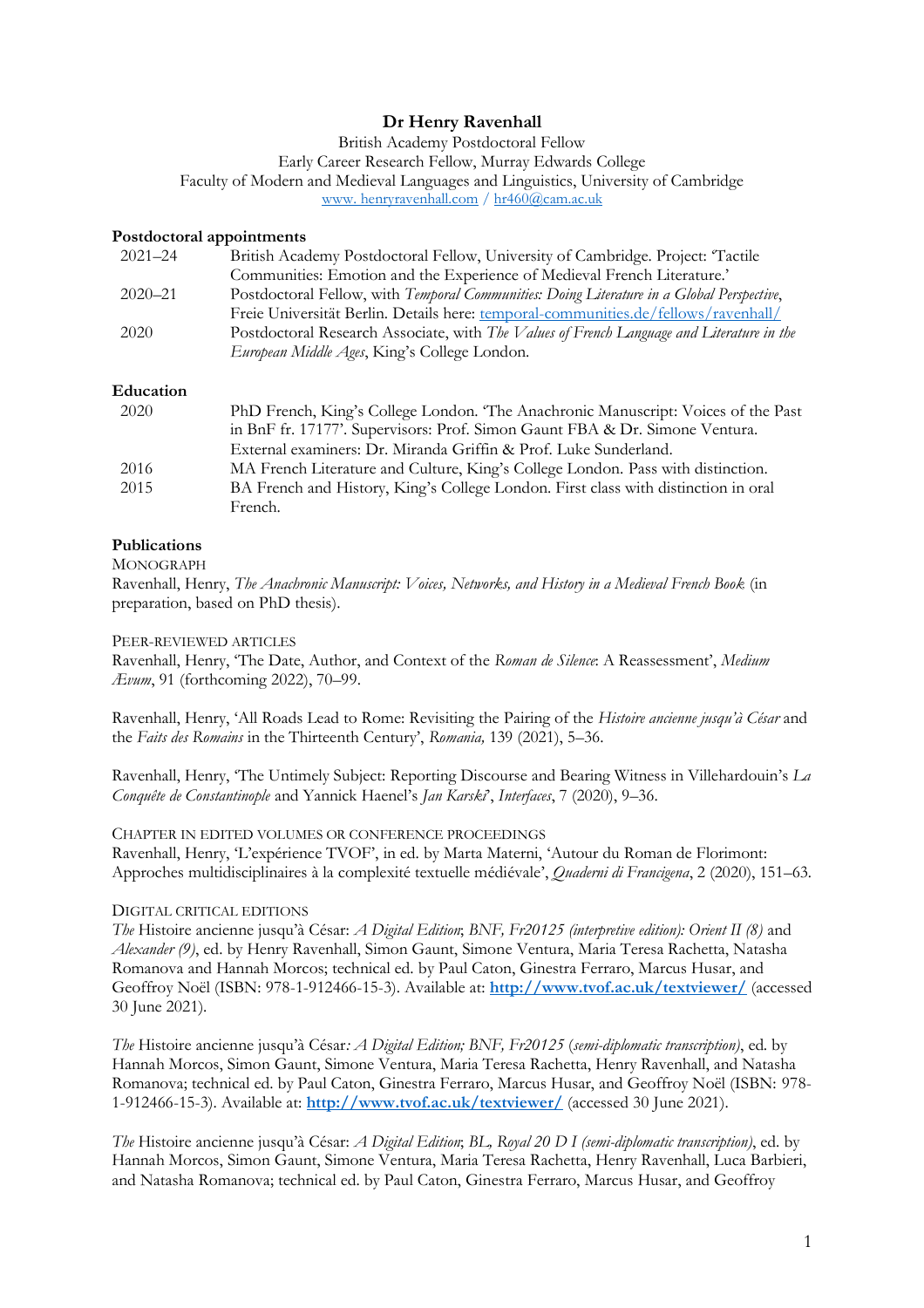# Dr Henry Ravenhall

British Academy Postdoctoral Fellow
Early Career Research Fellow, Murray Edwards College
Faculty of Modern and Medieval Languages and Linguistics, University of Cambridge
[www. henryravenhall.com](http://www.henryravenhall.com) / [hr460@cam.ac.uk](mailto:hr460@cam.ac.uk)

## Postdoctoral appointments

| | |
|---|---|
| 2021–24 | British Academy Postdoctoral Fellow, University of Cambridge. Project: 'Tactile Communities: Emotion and the Experience of Medieval French Literature.' |
| 2020–21 | Postdoctoral Fellow, with *Temporal Communities: Doing Literature in a Global Perspective*, Freie Universität Berlin. Details here: [temporal-communities.de/fellows/ravenhall/](https://temporal-communities.de/fellows/ravenhall/) |
| 2020 | Postdoctoral Research Associate, with *The Values of French Language and Literature in the European Middle Ages*, King's College London. |

## Education

| | |
|---|---|
| 2020 | PhD French, King's College London. 'The Anachronic Manuscript: Voices of the Past in BnF fr. 17177'. Supervisors: Prof. Simon Gaunt FBA & Dr. Simone Ventura. External examiners: Dr. Miranda Griffin & Prof. Luke Sunderland. |
| 2016 | MA French Literature and Culture, King's College London. Pass with distinction. |
| 2015 | BA French and History, King's College London. First class with distinction in oral French. |

## Publications

### Monograph

Ravenhall, Henry, *The Anachronic Manuscript: Voices, Networks, and History in a Medieval French Book* (in preparation, based on PhD thesis).

### Peer-reviewed articles

Ravenhall, Henry, 'The Date, Author, and Context of the *Roman de Silence*: A Reassessment', *Medium Ævum*, 91 (forthcoming 2022), 70–99.

Ravenhall, Henry, 'All Roads Lead to Rome: Revisiting the Pairing of the *Histoire ancienne jusqu'à César* and the *Faits des Romains* in the Thirteenth Century', *Romania,* 139 (2021), 5–36.

Ravenhall, Henry, 'The Untimely Subject: Reporting Discourse and Bearing Witness in Villehardouin's *La Conquête de Constantinople* and Yannick Haenel's *Jan Karski*', *Interfaces*, 7 (2020), 9–36.

### Chapter in edited volumes or conference proceedings

Ravenhall, Henry, 'L'expérience TVOF', in ed. by Marta Materni, 'Autour du Roman de Florimont: Approches multidisciplinaires à la complexité textuelle médiévale', *Quaderni di Francigena*, 2 (2020), 151–63.

### Digital critical editions

*The* Histoire ancienne jusqu'à César: *A Digital Edition*; *BNF, Fr20125 (interpretive edition): Orient II (8)* and *Alexander (9)*, ed. by Henry Ravenhall, Simon Gaunt, Simone Ventura, Maria Teresa Rachetta, Natasha Romanova and Hannah Morcos; technical ed. by Paul Caton, Ginestra Ferraro, Marcus Husar, and Geoffroy Noël (ISBN: 978-1-912466-15-3). Available at: **[http://www.tvof.ac.uk/textviewer/](http://www.tvof.ac.uk/textviewer/)** (accessed 30 June 2021).

*The* Histoire ancienne jusqu'à César*: A Digital Edition; BNF, Fr20125* (*semi-diplomatic transcription)*, ed. by Hannah Morcos, Simon Gaunt, Simone Ventura, Maria Teresa Rachetta, Henry Ravenhall, and Natasha Romanova; technical ed. by Paul Caton, Ginestra Ferraro, Marcus Husar, and Geoffroy Noël (ISBN: 978-1-912466-15-3). Available at: **[http://www.tvof.ac.uk/textviewer/](http://www.tvof.ac.uk/textviewer/)** (accessed 30 June 2021).

*The* Histoire ancienne jusqu'à César: *A Digital Edition*; *BL, Royal 20 D I (semi-diplomatic transcription)*, ed. by Hannah Morcos, Simon Gaunt, Simone Ventura, Maria Teresa Rachetta, Henry Ravenhall, Luca Barbieri, and Natasha Romanova; technical ed. by Paul Caton, Ginestra Ferraro, Marcus Husar, and Geoffroy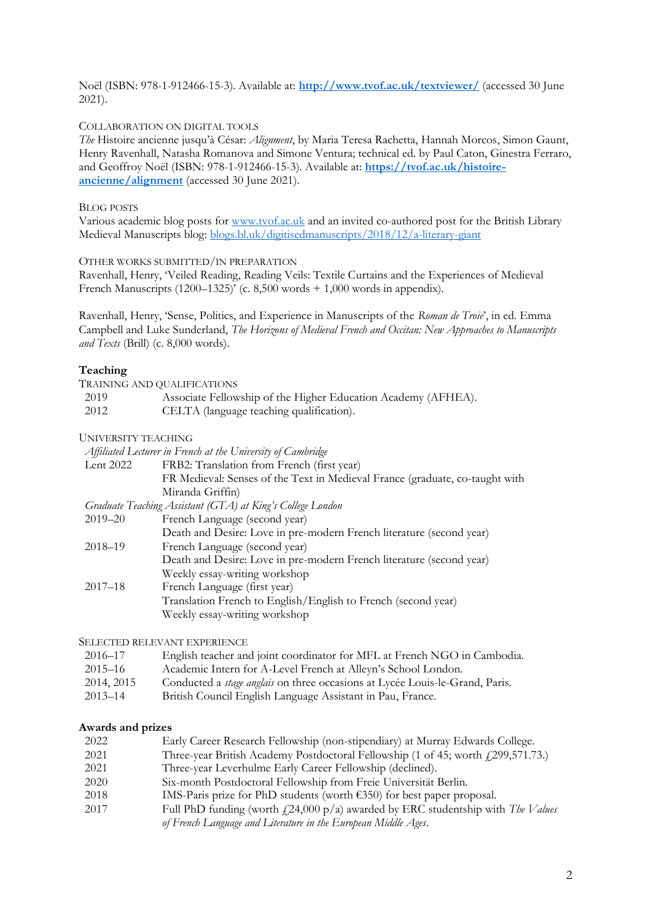Noël (ISBN: 978-1-912466-15-3). Available at: **[http://www.tvof.ac.uk/textviewer/](http://www.tvof.ac.uk/textviewer/)** (accessed 30 June 2021).

COLLABORATION ON DIGITAL TOOLS

*The* Histoire ancienne jusqu'à César: *Alignment*, by Maria Teresa Rachetta, Hannah Morcos, Simon Gaunt, Henry Ravenhall, Natasha Romanova and Simone Ventura; technical ed. by Paul Caton, Ginestra Ferraro, and Geoffroy Noël (ISBN: 978-1-912466-15-3). Available at: **[https://tvof.ac.uk/histoire-ancienne/alignment](https://tvof.ac.uk/histoire-ancienne/alignment)** (accessed 30 June 2021).

BLOG POSTS

Various academic blog posts for [www.tvof.ac.uk](http://www.tvof.ac.uk) and an invited co-authored post for the British Library Medieval Manuscripts blog: [blogs.bl.uk/digitisedmanuscripts/2018/12/a-literary-giant](https://blogs.bl.uk/digitisedmanuscripts/2018/12/a-literary-giant)

OTHER WORKS SUBMITTED/IN PREPARATION

Ravenhall, Henry, 'Veiled Reading, Reading Veils: Textile Curtains and the Experiences of Medieval French Manuscripts (1200–1325)' (c. 8,500 words + 1,000 words in appendix).

Ravenhall, Henry, 'Sense, Politics, and Experience in Manuscripts of the *Roman de Troie*', in ed. Emma Campbell and Luke Sunderland, *The Horizons of Medieval French and Occitan: New Approaches to Manuscripts and Texts* (Brill) (c. 8,000 words).

## Teaching

TRAINING AND QUALIFICATIONS

| | |
|---|---|
| 2019 | Associate Fellowship of the Higher Education Academy (AFHEA). |
| 2012 | CELTA (language teaching qualification). |

UNIVERSITY TEACHING

*Affiliated Lecturer in French at the University of Cambridge*

| | |
|---|---|
| Lent 2022 | FRB2: Translation from French (first year) |
| | FR Medieval: Senses of the Text in Medieval France (graduate, co-taught with Miranda Griffin) |

*Graduate Teaching Assistant (GTA) at King's College London*

| | |
|---|---|
| 2019–20 | French Language (second year) |
| | Death and Desire: Love in pre-modern French literature (second year) |
| 2018–19 | French Language (second year) |
| | Death and Desire: Love in pre-modern French literature (second year) |
| | Weekly essay-writing workshop |
| 2017–18 | French Language (first year) |
| | Translation French to English/English to French (second year) |
| | Weekly essay-writing workshop |

SELECTED RELEVANT EXPERIENCE

| | |
|---|---|
| 2016–17 | English teacher and joint coordinator for MFL at French NGO in Cambodia. |
| 2015–16 | Academic Intern for A-Level French at Alleyn's School London. |
| 2014, 2015 | Conducted a *stage anglais* on three occasions at Lycée Louis-le-Grand, Paris. |
| 2013–14 | British Council English Language Assistant in Pau, France. |

## Awards and prizes

| | |
|---|---|
| 2022 | Early Career Research Fellowship (non-stipendiary) at Murray Edwards College. |
| 2021 | Three-year British Academy Postdoctoral Fellowship (1 of 45; worth £299,571.73.) |
| 2021 | Three-year Leverhulme Early Career Fellowship (declined). |
| 2020 | Six-month Postdoctoral Fellowship from Freie Universität Berlin. |
| 2018 | IMS-Paris prize for PhD students (worth €350) for best paper proposal. |
| 2017 | Full PhD funding (worth £24,000 p/a) awarded by ERC studentship with *The Values of French Language and Literature in the European Middle Ages*. |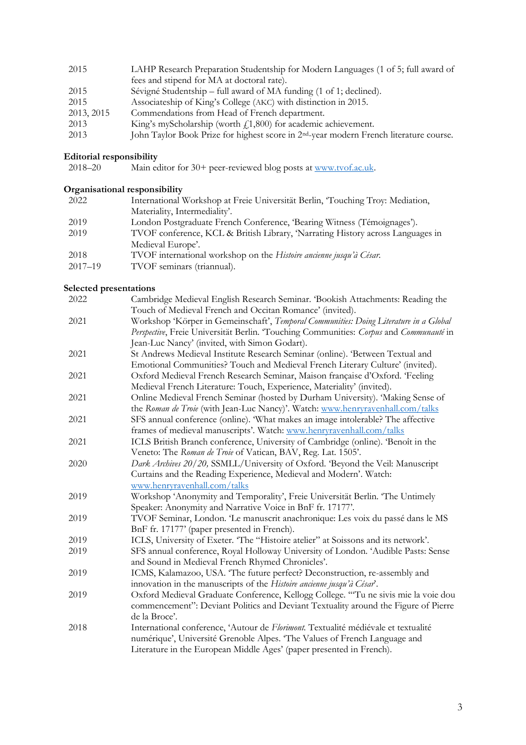| | |
|---|---|
| 2015 | LAHP Research Preparation Studentship for Modern Languages (1 of 5; full award of fees and stipend for MA at doctoral rate). |
| 2015 | Sévigné Studentship – full award of MA funding (1 of 1; declined). |
| 2015 | Associateship of King's College (AKC) with distinction in 2015. |
| 2013, 2015 | Commendations from Head of French department. |
| 2013 | King's myScholarship (worth £1,800) for academic achievement. |
| 2013 | John Taylor Book Prize for highest score in 2nd-year modern French literature course. |

**Editorial responsibility**

| | |
|---|---|
| 2018–20 | Main editor for 30+ peer-reviewed blog posts at [www.tvof.ac.uk](http://www.tvof.ac.uk). |

**Organisational responsibility**

| | |
|---|---|
| 2022 | International Workshop at Freie Universität Berlin, 'Touching Troy: Mediation, Materiality, Intermediality'. |
| 2019 | London Postgraduate French Conference, 'Bearing Witness (Témoignages)'. |
| 2019 | TVOF conference, KCL & British Library, 'Narrating History across Languages in Medieval Europe'. |
| 2018 | TVOF international workshop on the *Histoire ancienne jusqu'à César*. |
| 2017–19 | TVOF seminars (triannual). |

**Selected presentations**

| | |
|---|---|
| 2022 | Cambridge Medieval English Research Seminar. 'Bookish Attachments: Reading the Touch of Medieval French and Occitan Romance' (invited). |
| 2021 | Workshop 'Körper in Gemeinschaft', *Temporal Communities: Doing Literature in a Global Perspective*, Freie Universität Berlin. 'Touching Communities: *Corpus* and *Communauté* in Jean-Luc Nancy' (invited, with Simon Godart). |
| 2021 | St Andrews Medieval Institute Research Seminar (online). 'Between Textual and Emotional Communities? Touch and Medieval French Literary Culture' (invited). |
| 2021 | Oxford Medieval French Research Seminar, Maison française d'Oxford. 'Feeling Medieval French Literature: Touch, Experience, Materiality' (invited). |
| 2021 | Online Medieval French Seminar (hosted by Durham University). 'Making Sense of the *Roman de Troie* (with Jean-Luc Nancy)'. Watch: [www.henryravenhall.com/talks](http://www.henryravenhall.com/talks) |
| 2021 | SFS annual conference (online). 'What makes an image intolerable? The affective frames of medieval manuscripts'. Watch: [www.henryravenhall.com/talks](http://www.henryravenhall.com/talks) |
| 2021 | ICLS British Branch conference, University of Cambridge (online). 'Benoît in the Veneto: The *Roman de Troie* of Vatican, BAV, Reg. Lat. 1505'. |
| 2020 | *Dark Archives 20/20*, SSMLL/University of Oxford. 'Beyond the Veil: Manuscript Curtains and the Reading Experience, Medieval and Modern'. Watch: [www.henryravenhall.com/talks](http://www.henryravenhall.com/talks) |
| 2019 | Workshop 'Anonymity and Temporality', Freie Universität Berlin. 'The Untimely Speaker: Anonymity and Narrative Voice in BnF fr. 17177'. |
| 2019 | TVOF Seminar, London. 'Le manuscrit anachronique: Les voix du passé dans le MS BnF fr. 17177' (paper presented in French). |
| 2019 | ICLS, University of Exeter. 'The "Histoire atelier" at Soissons and its network'. |
| 2019 | SFS annual conference, Royal Holloway University of London. 'Audible Pasts: Sense and Sound in Medieval French Rhymed Chronicles'. |
| 2019 | ICMS, Kalamazoo, USA. 'The future perfect? Deconstruction, re-assembly and innovation in the manuscripts of the *Histoire ancienne jusqu'à César*'. |
| 2019 | Oxford Medieval Graduate Conference, Kellogg College. '"Tu ne sivis mie la voie dou commencement": Deviant Politics and Deviant Textuality around the Figure of Pierre de la Broce'. |
| 2018 | International conference, 'Autour de *Florimont*. Textualité médiévale et textualité numérique', Université Grenoble Alpes. 'The Values of French Language and Literature in the European Middle Ages' (paper presented in French). |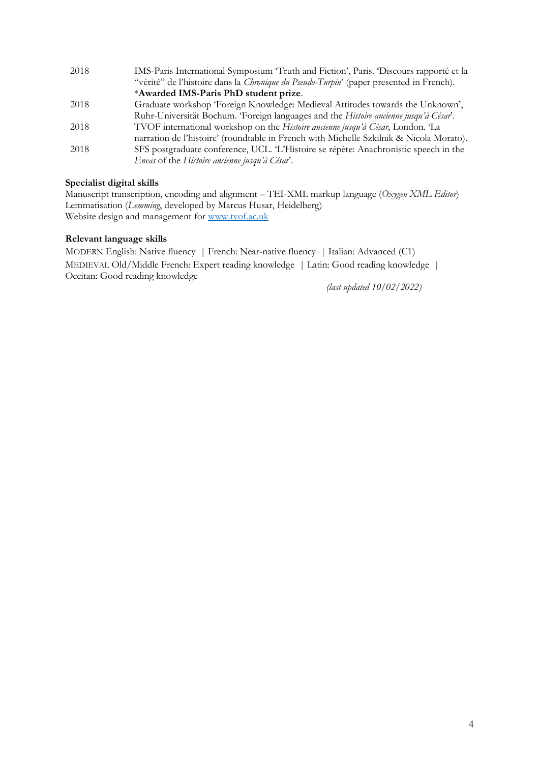| | |
|---|---|
| 2018 | IMS-Paris International Symposium 'Truth and Fiction', Paris. 'Discours rapporté et la "vérité" de l'histoire dans la *Chronique du Pseudo-Turpin*' (paper presented in French). *Awarded IMS-Paris PhD student prize*. |
| 2018 | Graduate workshop 'Foreign Knowledge: Medieval Attitudes towards the Unknown', Ruhr-Universität Bochum. 'Foreign languages and the *Histoire ancienne jusqu'à César*'. |
| 2018 | TVOF international workshop on the *Histoire ancienne jusqu'à César*, London. 'La narration de l'histoire' (roundtable in French with Michelle Szkilnik & Nicola Morato). |
| 2018 | SFS postgraduate conference, UCL. 'L'Histoire se répète: Anachronistic speech in the *Eneas* of the *Histoire ancienne jusqu'à César*'. |

**Specialist digital skills**

Manuscript transcription, encoding and alignment – TEI-XML markup language (*Oxygen XML Editor*)
Lemmatisation (*Lemming*, developed by Marcus Husar, Heidelberg)
Website design and management for [www.tvof.ac.uk](http://www.tvof.ac.uk)

**Relevant language skills**

MODERN English: Native fluency | French: Near-native fluency | Italian: Advanced (C1)
MEDIEVAL Old/Middle French: Expert reading knowledge | Latin: Good reading knowledge | Occitan: Good reading knowledge

*(last updated 10/02/2022)*